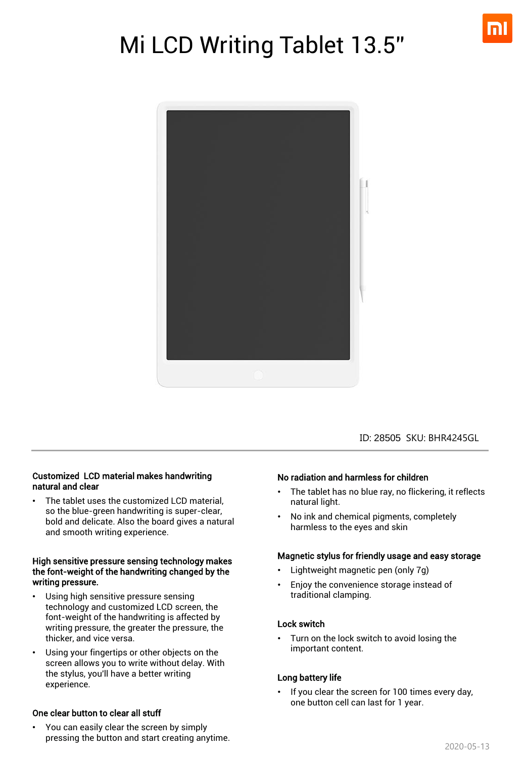# Mi LCD Writing Tablet 13.5"

ID: 28505 SKU: BHR4245GL

### Customized LCD material makes handwriting natural and clear

- The tablet uses the customized LCD material, so the blue-green handwriting is super-clear, bold and delicate. Also the board gives a natural and smooth writing experience.

### High sensitive pressure sensing technology makes the font-weight of the handwriting changed by the writing pressure.

- Using high sensitive pressure sensing technology and customized LCD screen, the font-weight of the handwriting is affected by writing pressure, the greater the pressure, the thicker, and vice versa.
- Using your fingertips or other objects on the screen allows you to write without delay. With the stylus, you'll have a better writing experience.

### One clear button to clear all stuff

- You can easily clear the screen by simply pressing the button and start creating anytime.

### No radiation and harmless for children

- The tablet has no blue ray, no flickering, it reflects natural light.
- No ink and chemical pigments, completely harmless to the eyes and skin

### Magnetic stylus for friendly usage and easy storage

- Lightweight magnetic pen (only 7g)
- Enjoy the convenience storage instead of traditional clamping.

### Lock switch

- Turn on the lock switch to avoid losing the important content.

### Long battery life

- If you clear the screen for 100 times every day, one button cell can last for 1 year.

2020-05-13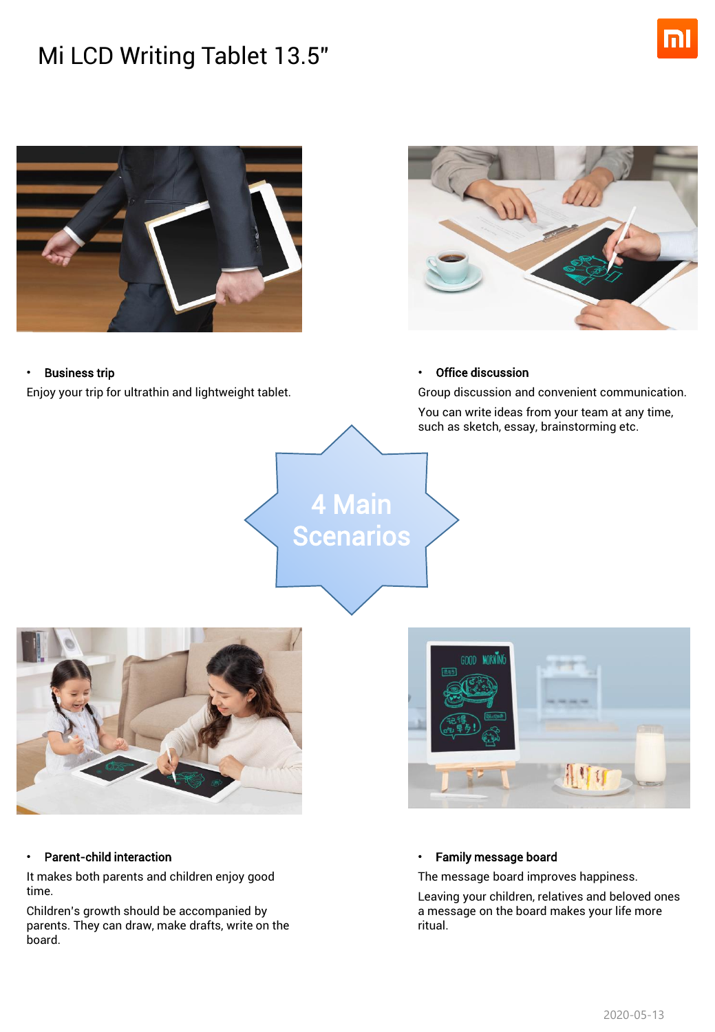# Mi LCD Writing Tablet 13.5"

- **Business trip**

Enjoy your trip for ultrathin and lightweight tablet.

- **Office discussion**

Group discussion and convenient communication.

You can write ideas from your team at any time, such as sketch, essay, brainstorming etc.

4 Main Scenarios

- **Parent-child interaction**

It makes both parents and children enjoy good time.

Children's growth should be accompanied by parents. They can draw, make drafts, write on the board.

- **Family message board**

The message board improves happiness.

Leaving your children, relatives and beloved ones a message on the board makes your life more ritual.

2020-05-13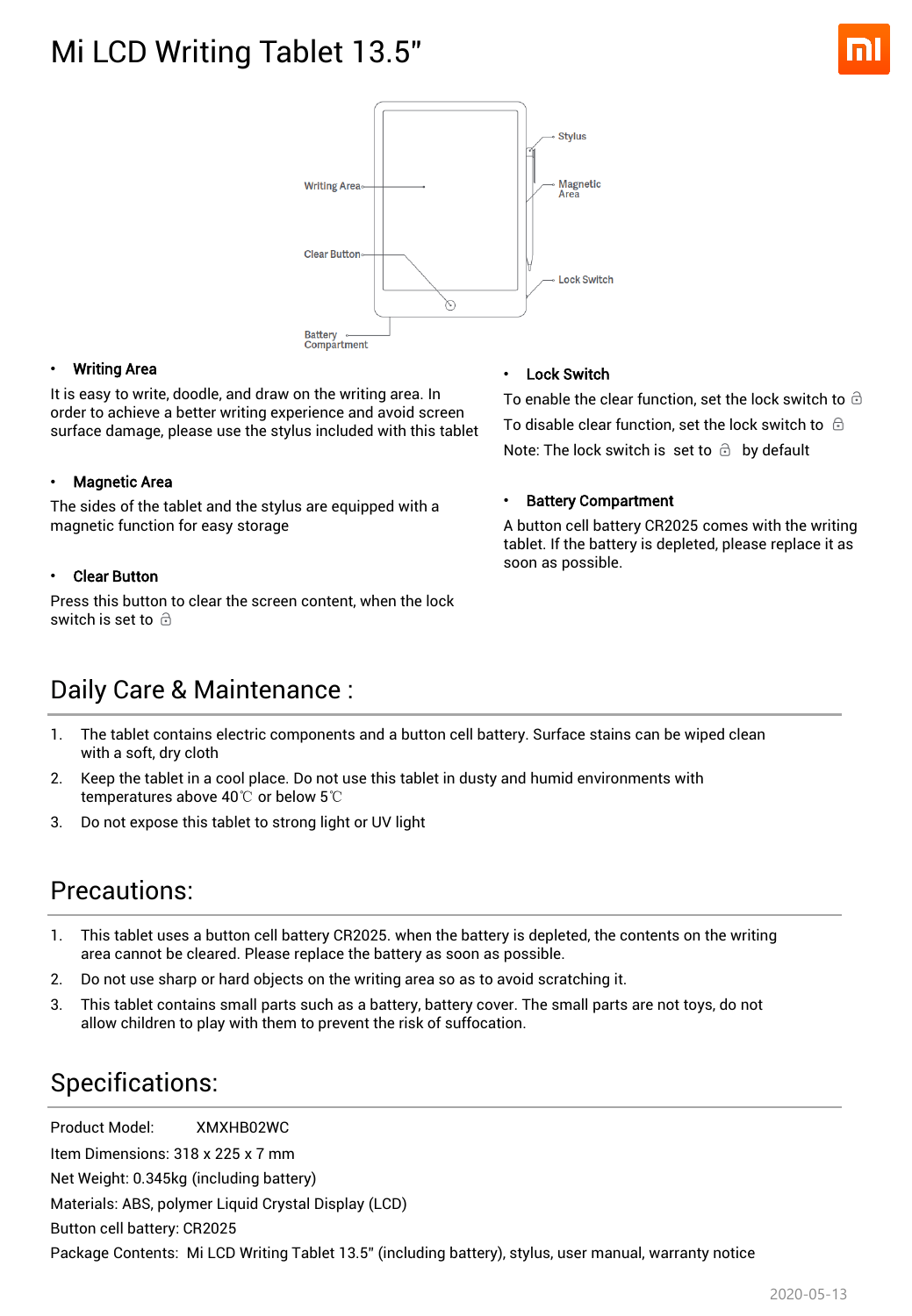# Mi LCD Writing Tablet 13.5"

Writing Area
Clear Button
Battery Compartment
Stylus
Magnetic Area
Lock Switch

- **Writing Area**

It is easy to write, doodle, and draw on the writing area. In order to achieve a better writing experience and avoid screen surface damage, please use the stylus included with this tablet

- **Magnetic Area**

The sides of the tablet and the stylus are equipped with a magnetic function for easy storage

- **Clear Button**

Press this button to clear the screen content, when the lock switch is set to 🔓

- **Lock Switch**

To enable the clear function, set the lock switch to 🔓
To disable clear function, set the lock switch to 🔒
Note: The lock switch is set to 🔓 by default

- **Battery Compartment**

A button cell battery CR2025 comes with the writing tablet. If the battery is depleted, please replace it as soon as possible.

## Daily Care & Maintenance :

1. The tablet contains electric components and a button cell battery. Surface stains can be wiped clean with a soft, dry cloth
2. Keep the tablet in a cool place. Do not use this tablet in dusty and humid environments with temperatures above 40℃ or below 5℃
3. Do not expose this tablet to strong light or UV light

## Precautions:

1. This tablet uses a button cell battery CR2025. when the battery is depleted, the contents on the writing area cannot be cleared. Please replace the battery as soon as possible.
2. Do not use sharp or hard objects on the writing area so as to avoid scratching it.
3. This tablet contains small parts such as a battery, battery cover. The small parts are not toys, do not allow children to play with them to prevent the risk of suffocation.

## Specifications:

Product Model: XMXHB02WC
Item Dimensions: 318 x 225 x 7 mm
Net Weight: 0.345kg (including battery)
Materials: ABS, polymer Liquid Crystal Display (LCD)
Button cell battery: CR2025
Package Contents: Mi LCD Writing Tablet 13.5" (including battery), stylus, user manual, warranty notice

2020-05-13